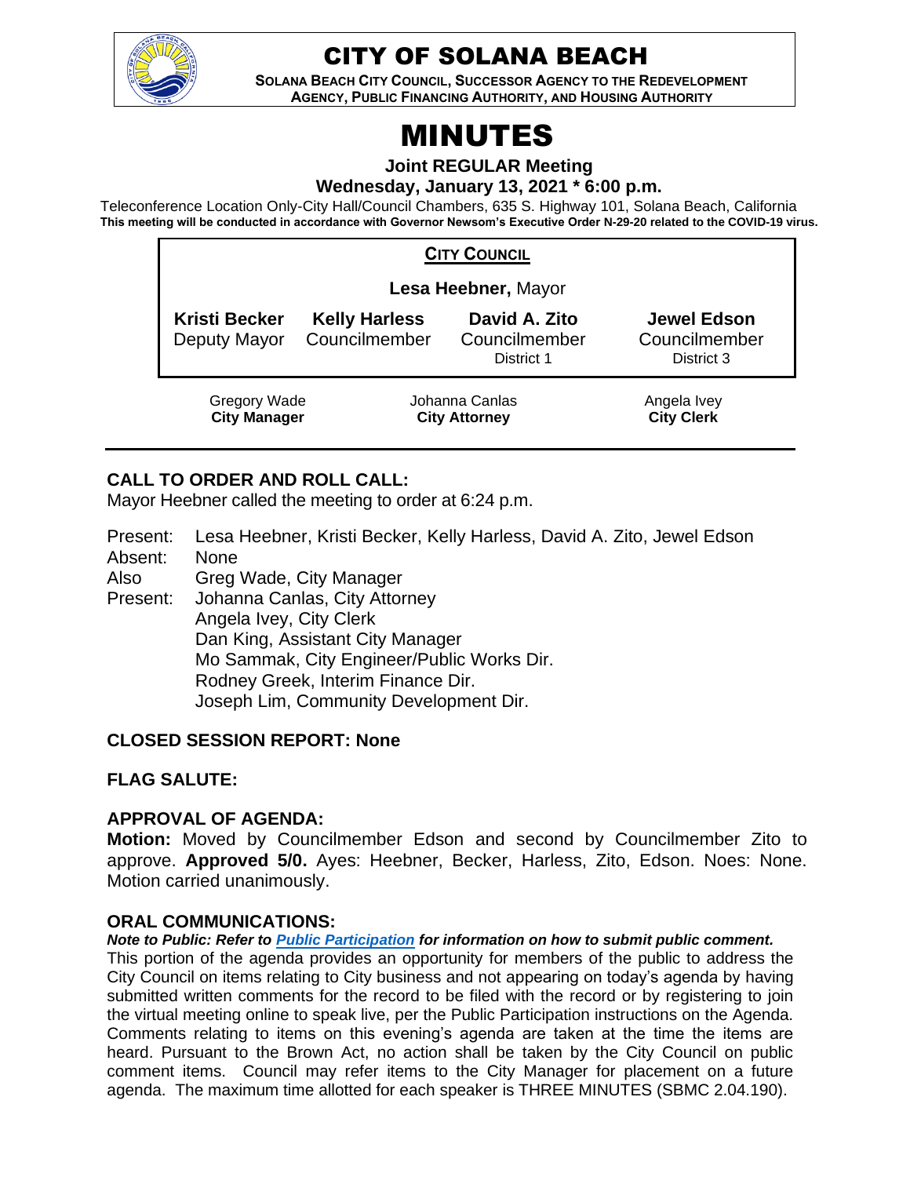# CITY OF SOLANA BEACH

**SOLANA BEACH CITY COUNCIL, SUCCESSOR AGENCY TO THE REDEVELOPMENT AGENCY, PUBLIC FINANCING AUTHORITY, AND HOUSING AUTHORITY**

# MINUTES

**Joint REGULAR Meeting**

**Wednesday, January 13, 2021 * 6:00 p.m.**

Teleconference Location Only-City Hall/Council Chambers, 635 S. Highway 101, Solana Beach, California

**This meeting will be conducted in accordance with Governor Newsom's Executive Order N-29-20 related to the COVID-19 virus.**

**CITY COUNCIL**

**Lesa Heebner,** Mayor

| **Kristi Becker** | **Kelly Harless** | **David A. Zito** | **Jewel Edson** |
|---|---|---|---|
| Deputy Mayor | Councilmember | Councilmember<br>District 1 | Councilmember<br>District 3 |

| Gregory Wade | Johanna Canlas | Angela Ivey |
|---|---|---|
| **City Manager** | **City Attorney** | **City Clerk** |

## CALL TO ORDER AND ROLL CALL:

Mayor Heebner called the meeting to order at 6:24 p.m.

Present: Lesa Heebner, Kristi Becker, Kelly Harless, David A. Zito, Jewel Edson
Absent: None
Also Present: Greg Wade, City Manager
Johanna Canlas, City Attorney
Angela Ivey, City Clerk
Dan King, Assistant City Manager
Mo Sammak, City Engineer/Public Works Dir.
Rodney Greek, Interim Finance Dir.
Joseph Lim, Community Development Dir.

## CLOSED SESSION REPORT: None

## FLAG SALUTE:

## APPROVAL OF AGENDA:

**Motion:** Moved by Councilmember Edson and second by Councilmember Zito to approve. **Approved 5/0.** Ayes: Heebner, Becker, Harless, Zito, Edson. Noes: None. Motion carried unanimously.

## ORAL COMMUNICATIONS:

***Note to Public: Refer to Public Participation for information on how to submit public comment.***

This portion of the agenda provides an opportunity for members of the public to address the City Council on items relating to City business and not appearing on today's agenda by having submitted written comments for the record to be filed with the record or by registering to join the virtual meeting online to speak live, per the Public Participation instructions on the Agenda. Comments relating to items on this evening's agenda are taken at the time the items are heard. Pursuant to the Brown Act, no action shall be taken by the City Council on public comment items. Council may refer items to the City Manager for placement on a future agenda. The maximum time allotted for each speaker is THREE MINUTES (SBMC 2.04.190).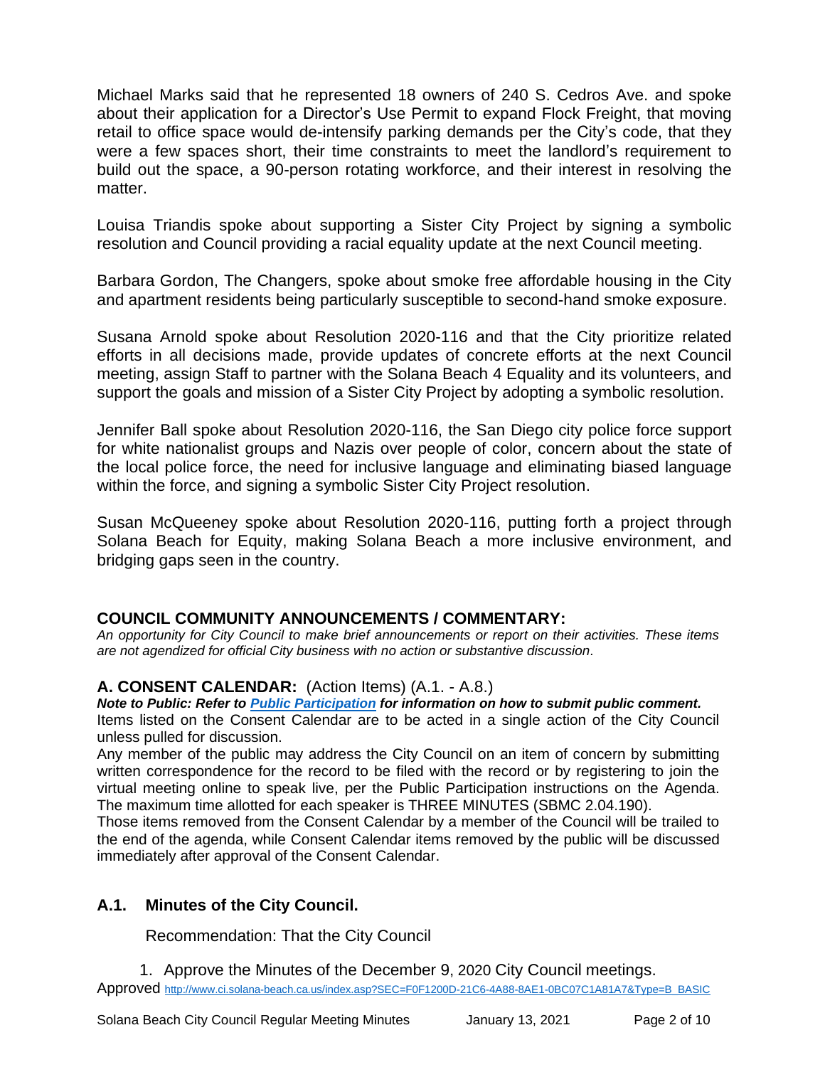Michael Marks said that he represented 18 owners of 240 S. Cedros Ave. and spoke about their application for a Director's Use Permit to expand Flock Freight, that moving retail to office space would de-intensify parking demands per the City's code, that they were a few spaces short, their time constraints to meet the landlord's requirement to build out the space, a 90-person rotating workforce, and their interest in resolving the matter.

Louisa Triandis spoke about supporting a Sister City Project by signing a symbolic resolution and Council providing a racial equality update at the next Council meeting.

Barbara Gordon, The Changers, spoke about smoke free affordable housing in the City and apartment residents being particularly susceptible to second-hand smoke exposure.

Susana Arnold spoke about Resolution 2020-116 and that the City prioritize related efforts in all decisions made, provide updates of concrete efforts at the next Council meeting, assign Staff to partner with the Solana Beach 4 Equality and its volunteers, and support the goals and mission of a Sister City Project by adopting a symbolic resolution.

Jennifer Ball spoke about Resolution 2020-116, the San Diego city police force support for white nationalist groups and Nazis over people of color, concern about the state of the local police force, the need for inclusive language and eliminating biased language within the force, and signing a symbolic Sister City Project resolution.

Susan McQueeney spoke about Resolution 2020-116, putting forth a project through Solana Beach for Equity, making Solana Beach a more inclusive environment, and bridging gaps seen in the country.

## COUNCIL COMMUNITY ANNOUNCEMENTS / COMMENTARY:

*An opportunity for City Council to make brief announcements or report on their activities. These items are not agendized for official City business with no action or substantive discussion.*

## A. CONSENT CALENDAR: (Action Items) (A.1. - A.8.)

***Note to Public: Refer to [Public Participation] for information on how to submit public comment.***

Items listed on the Consent Calendar are to be acted in a single action of the City Council unless pulled for discussion.

Any member of the public may address the City Council on an item of concern by submitting written correspondence for the record to be filed with the record or by registering to join the virtual meeting online to speak live, per the Public Participation instructions on the Agenda. The maximum time allotted for each speaker is THREE MINUTES (SBMC 2.04.190).

Those items removed from the Consent Calendar by a member of the Council will be trailed to the end of the agenda, while Consent Calendar items removed by the public will be discussed immediately after approval of the Consent Calendar.

### A.1. Minutes of the City Council.

Recommendation: That the City Council

1. Approve the Minutes of the December 9, 2020 City Council meetings.

Approved http://www.ci.solana-beach.ca.us/index.asp?SEC=F0F1200D-21C6-4A88-8AE1-0BC07C1A81A7&Type=B_BASIC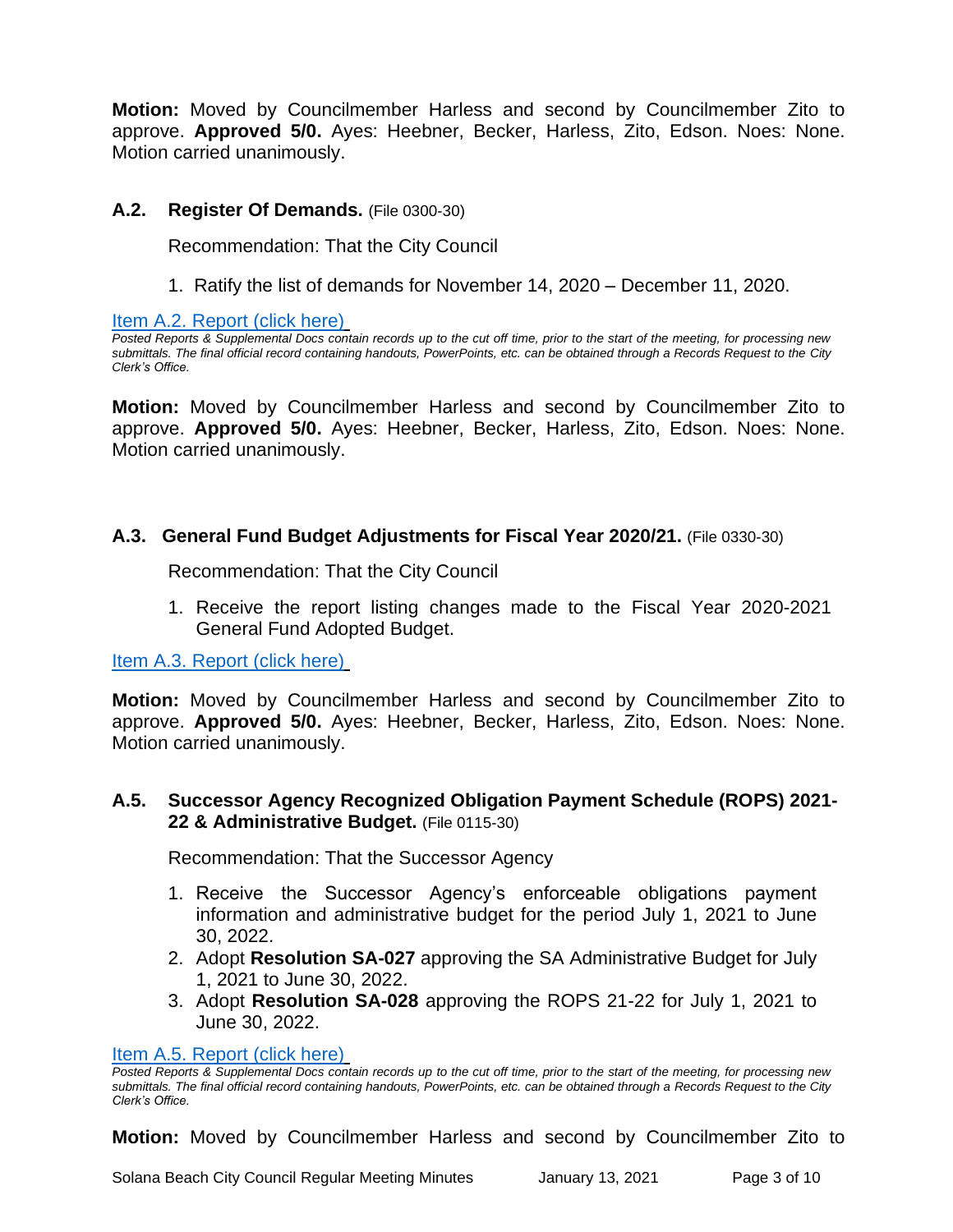**Motion:** Moved by Councilmember Harless and second by Councilmember Zito to approve. **Approved 5/0.** Ayes: Heebner, Becker, Harless, Zito, Edson. Noes: None. Motion carried unanimously.

### A.2. Register Of Demands. (File 0300-30)

Recommendation: That the City Council

1. Ratify the list of demands for November 14, 2020 – December 11, 2020.

[Item A.2. Report (click here)](#)

*Posted Reports & Supplemental Docs contain records up to the cut off time, prior to the start of the meeting, for processing new submittals. The final official record containing handouts, PowerPoints, etc. can be obtained through a Records Request to the City Clerk's Office.*

**Motion:** Moved by Councilmember Harless and second by Councilmember Zito to approve. **Approved 5/0.** Ayes: Heebner, Becker, Harless, Zito, Edson. Noes: None. Motion carried unanimously.

### A.3. General Fund Budget Adjustments for Fiscal Year 2020/21. (File 0330-30)

Recommendation: That the City Council

1. Receive the report listing changes made to the Fiscal Year 2020-2021 General Fund Adopted Budget.

[Item A.3. Report (click here)](#)

**Motion:** Moved by Councilmember Harless and second by Councilmember Zito to approve. **Approved 5/0.** Ayes: Heebner, Becker, Harless, Zito, Edson. Noes: None. Motion carried unanimously.

### A.5. Successor Agency Recognized Obligation Payment Schedule (ROPS) 2021-22 & Administrative Budget. (File 0115-30)

Recommendation: That the Successor Agency

1. Receive the Successor Agency's enforceable obligations payment information and administrative budget for the period July 1, 2021 to June 30, 2022.
2. Adopt **Resolution SA-027** approving the SA Administrative Budget for July 1, 2021 to June 30, 2022.
3. Adopt **Resolution SA-028** approving the ROPS 21-22 for July 1, 2021 to June 30, 2022.

[Item A.5. Report (click here)](#)

*Posted Reports & Supplemental Docs contain records up to the cut off time, prior to the start of the meeting, for processing new submittals. The final official record containing handouts, PowerPoints, etc. can be obtained through a Records Request to the City Clerk's Office.*

**Motion:** Moved by Councilmember Harless and second by Councilmember Zito to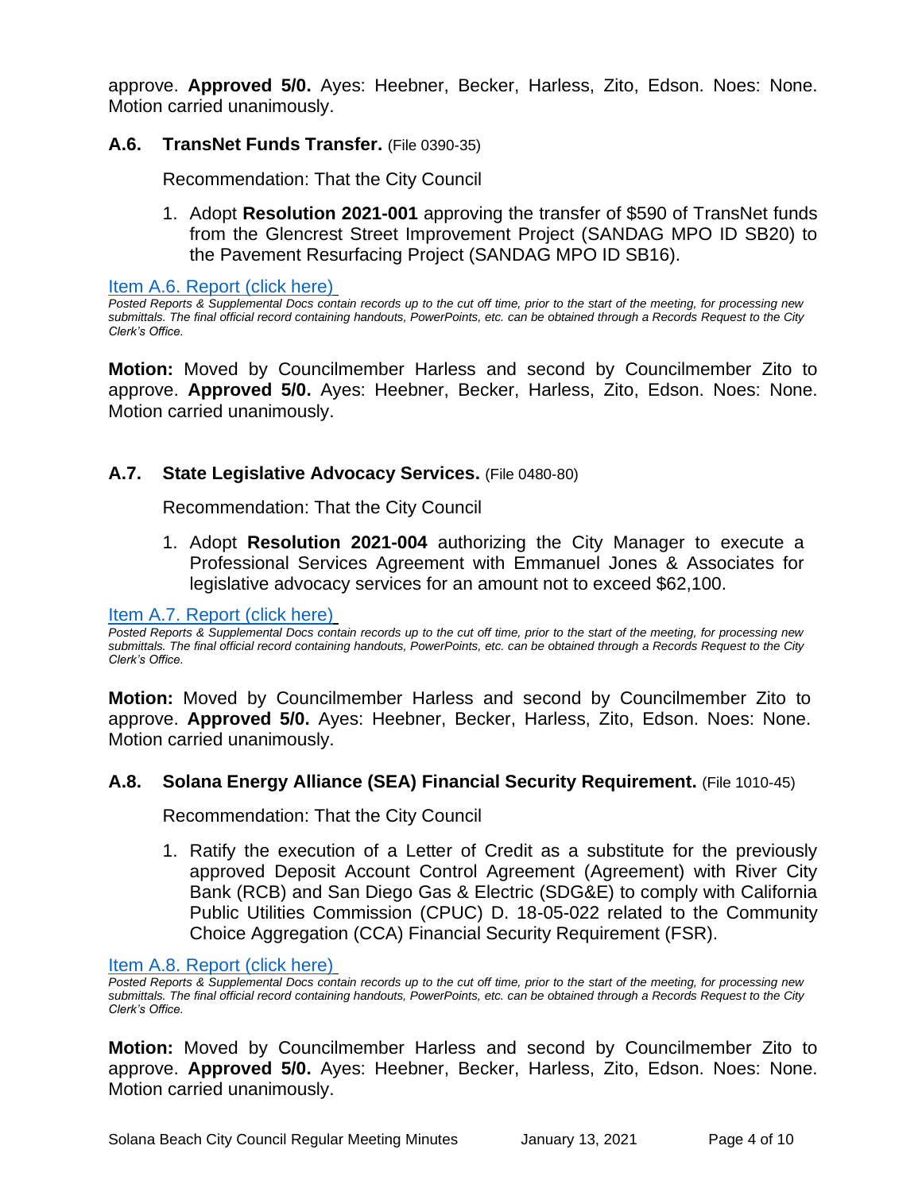approve. **Approved 5/0.** Ayes: Heebner, Becker, Harless, Zito, Edson. Noes: None. Motion carried unanimously.

### A.6. TransNet Funds Transfer. (File 0390-35)

Recommendation: That the City Council

1. Adopt **Resolution 2021-001** approving the transfer of $590 of TransNet funds from the Glencrest Street Improvement Project (SANDAG MPO ID SB20) to the Pavement Resurfacing Project (SANDAG MPO ID SB16).

Item A.6. Report (click here)

*Posted Reports & Supplemental Docs contain records up to the cut off time, prior to the start of the meeting, for processing new submittals. The final official record containing handouts, PowerPoints, etc. can be obtained through a Records Request to the City Clerk's Office.*

**Motion:** Moved by Councilmember Harless and second by Councilmember Zito to approve. **Approved 5/0.** Ayes: Heebner, Becker, Harless, Zito, Edson. Noes: None. Motion carried unanimously.

### A.7. State Legislative Advocacy Services. (File 0480-80)

Recommendation: That the City Council

1. Adopt **Resolution 2021-004** authorizing the City Manager to execute a Professional Services Agreement with Emmanuel Jones & Associates for legislative advocacy services for an amount not to exceed $62,100.

Item A.7. Report (click here)

*Posted Reports & Supplemental Docs contain records up to the cut off time, prior to the start of the meeting, for processing new submittals. The final official record containing handouts, PowerPoints, etc. can be obtained through a Records Request to the City Clerk's Office.*

**Motion:** Moved by Councilmember Harless and second by Councilmember Zito to approve. **Approved 5/0.** Ayes: Heebner, Becker, Harless, Zito, Edson. Noes: None. Motion carried unanimously.

### A.8. Solana Energy Alliance (SEA) Financial Security Requirement. (File 1010-45)

Recommendation: That the City Council

1. Ratify the execution of a Letter of Credit as a substitute for the previously approved Deposit Account Control Agreement (Agreement) with River City Bank (RCB) and San Diego Gas & Electric (SDG&E) to comply with California Public Utilities Commission (CPUC) D. 18-05-022 related to the Community Choice Aggregation (CCA) Financial Security Requirement (FSR).

Item A.8. Report (click here)

*Posted Reports & Supplemental Docs contain records up to the cut off time, prior to the start of the meeting, for processing new submittals. The final official record containing handouts, PowerPoints, etc. can be obtained through a Records Request to the City Clerk's Office.*

**Motion:** Moved by Councilmember Harless and second by Councilmember Zito to approve. **Approved 5/0.** Ayes: Heebner, Becker, Harless, Zito, Edson. Noes: None. Motion carried unanimously.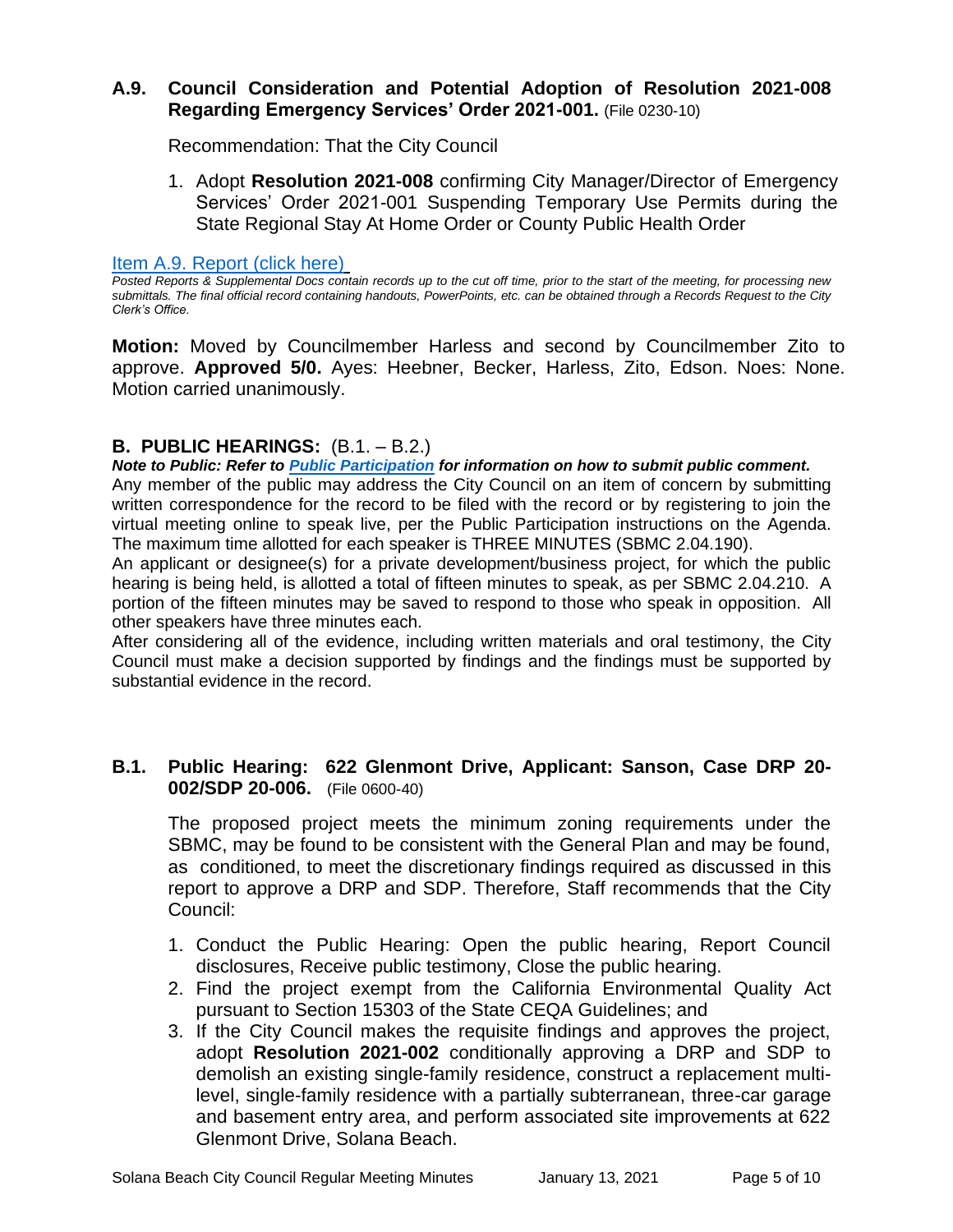### **A.9. Council Consideration and Potential Adoption of Resolution 2021-008 Regarding Emergency Services' Order 2021-001.** (File 0230-10)

Recommendation: That the City Council

1. Adopt **Resolution 2021-008** confirming City Manager/Director of Emergency Services' Order 2021-001 Suspending Temporary Use Permits during the State Regional Stay At Home Order or County Public Health Order

[Item A.9. Report (click here)]

*Posted Reports & Supplemental Docs contain records up to the cut off time, prior to the start of the meeting, for processing new submittals. The final official record containing handouts, PowerPoints, etc. can be obtained through a Records Request to the City Clerk's Office.*

**Motion:** Moved by Councilmember Harless and second by Councilmember Zito to approve. **Approved 5/0.** Ayes: Heebner, Becker, Harless, Zito, Edson. Noes: None. Motion carried unanimously.

## **B. PUBLIC HEARINGS:** (B.1. – B.2.)

***Note to Public: Refer to [Public Participation] for information on how to submit public comment.***

Any member of the public may address the City Council on an item of concern by submitting written correspondence for the record to be filed with the record or by registering to join the virtual meeting online to speak live, per the Public Participation instructions on the Agenda. The maximum time allotted for each speaker is THREE MINUTES (SBMC 2.04.190).

An applicant or designee(s) for a private development/business project, for which the public hearing is being held, is allotted a total of fifteen minutes to speak, as per SBMC 2.04.210. A portion of the fifteen minutes may be saved to respond to those who speak in opposition. All other speakers have three minutes each.

After considering all of the evidence, including written materials and oral testimony, the City Council must make a decision supported by findings and the findings must be supported by substantial evidence in the record.

### **B.1. Public Hearing: 622 Glenmont Drive, Applicant: Sanson, Case DRP 20-002/SDP 20-006.** (File 0600-40)

The proposed project meets the minimum zoning requirements under the SBMC, may be found to be consistent with the General Plan and may be found, as conditioned, to meet the discretionary findings required as discussed in this report to approve a DRP and SDP. Therefore, Staff recommends that the City Council:

1. Conduct the Public Hearing: Open the public hearing, Report Council disclosures, Receive public testimony, Close the public hearing.
2. Find the project exempt from the California Environmental Quality Act pursuant to Section 15303 of the State CEQA Guidelines; and
3. If the City Council makes the requisite findings and approves the project, adopt **Resolution 2021-002** conditionally approving a DRP and SDP to demolish an existing single-family residence, construct a replacement multi-level, single-family residence with a partially subterranean, three-car garage and basement entry area, and perform associated site improvements at 622 Glenmont Drive, Solana Beach.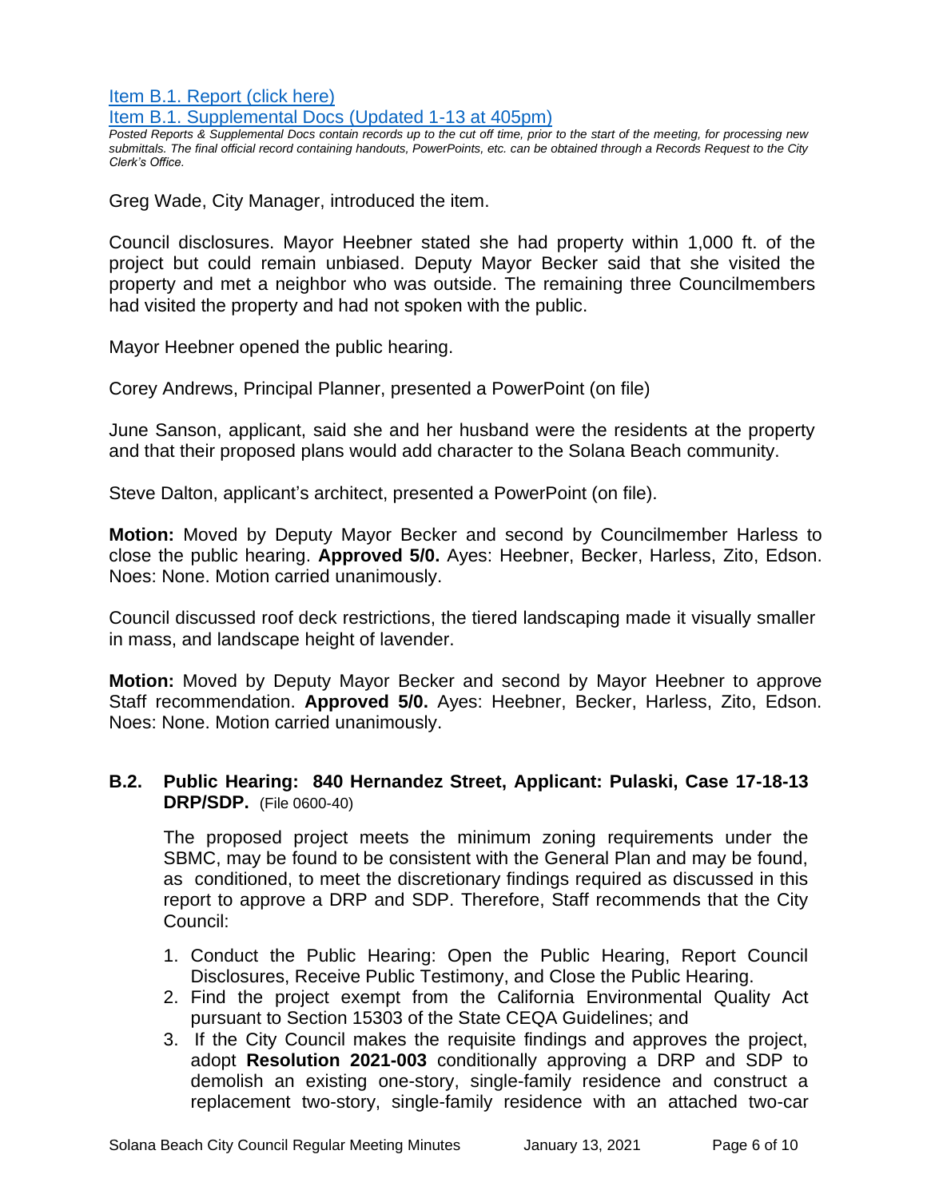[Item B.1. Report (click here)](#)

[Item B.1. Supplemental Docs (Updated 1-13 at 405pm)](#)

*Posted Reports & Supplemental Docs contain records up to the cut off time, prior to the start of the meeting, for processing new submittals. The final official record containing handouts, PowerPoints, etc. can be obtained through a Records Request to the City Clerk's Office.*

Greg Wade, City Manager, introduced the item.

Council disclosures. Mayor Heebner stated she had property within 1,000 ft. of the project but could remain unbiased. Deputy Mayor Becker said that she visited the property and met a neighbor who was outside. The remaining three Councilmembers had visited the property and had not spoken with the public.

Mayor Heebner opened the public hearing.

Corey Andrews, Principal Planner, presented a PowerPoint (on file)

June Sanson, applicant, said she and her husband were the residents at the property and that their proposed plans would add character to the Solana Beach community.

Steve Dalton, applicant's architect, presented a PowerPoint (on file).

**Motion:** Moved by Deputy Mayor Becker and second by Councilmember Harless to close the public hearing. **Approved 5/0.** Ayes: Heebner, Becker, Harless, Zito, Edson. Noes: None. Motion carried unanimously.

Council discussed roof deck restrictions, the tiered landscaping made it visually smaller in mass, and landscape height of lavender.

**Motion:** Moved by Deputy Mayor Becker and second by Mayor Heebner to approve Staff recommendation. **Approved 5/0.** Ayes: Heebner, Becker, Harless, Zito, Edson. Noes: None. Motion carried unanimously.

### B.2. Public Hearing: 840 Hernandez Street, Applicant: Pulaski, Case 17-18-13 DRP/SDP. (File 0600-40)

The proposed project meets the minimum zoning requirements under the SBMC, may be found to be consistent with the General Plan and may be found, as conditioned, to meet the discretionary findings required as discussed in this report to approve a DRP and SDP. Therefore, Staff recommends that the City Council:

1. Conduct the Public Hearing: Open the Public Hearing, Report Council Disclosures, Receive Public Testimony, and Close the Public Hearing.
2. Find the project exempt from the California Environmental Quality Act pursuant to Section 15303 of the State CEQA Guidelines; and
3. If the City Council makes the requisite findings and approves the project, adopt **Resolution 2021-003** conditionally approving a DRP and SDP to demolish an existing one-story, single-family residence and construct a replacement two-story, single-family residence with an attached two-car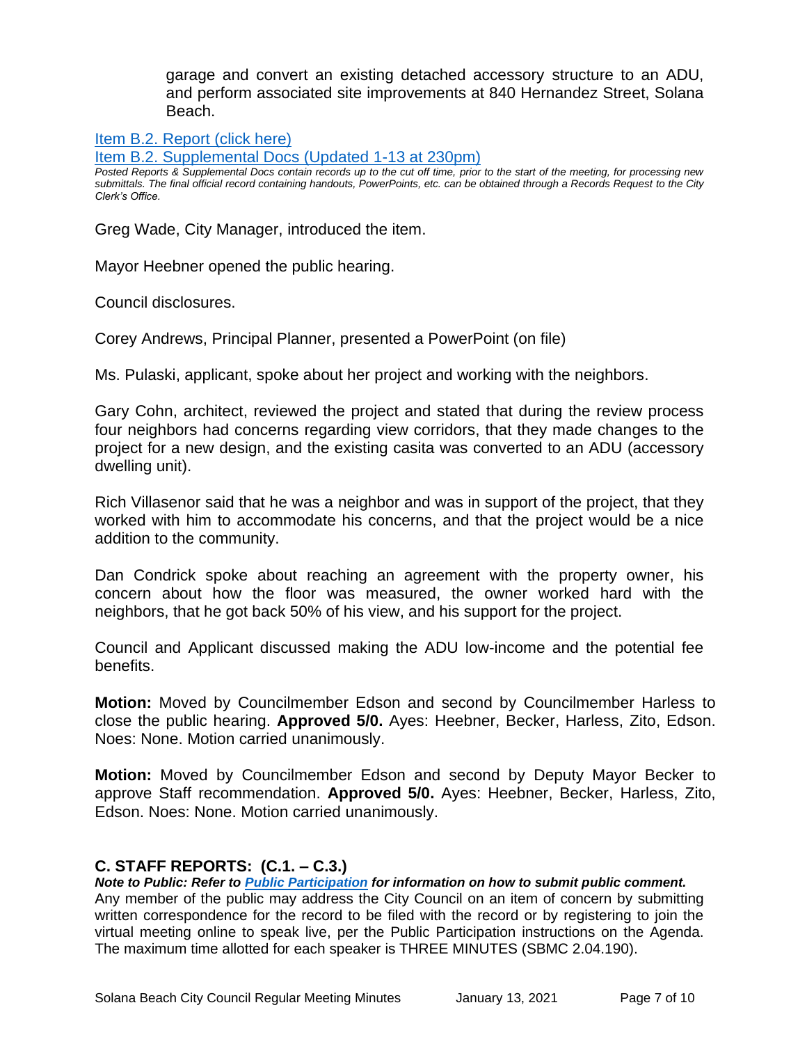garage and convert an existing detached accessory structure to an ADU, and perform associated site improvements at 840 Hernandez Street, Solana Beach.

[Item B.2. Report (click here)](#)
[Item B.2. Supplemental Docs (Updated 1-13 at 230pm)](#)

*Posted Reports & Supplemental Docs contain records up to the cut off time, prior to the start of the meeting, for processing new submittals. The final official record containing handouts, PowerPoints, etc. can be obtained through a Records Request to the City Clerk's Office.*

Greg Wade, City Manager, introduced the item.

Mayor Heebner opened the public hearing.

Council disclosures.

Corey Andrews, Principal Planner, presented a PowerPoint (on file)

Ms. Pulaski, applicant, spoke about her project and working with the neighbors.

Gary Cohn, architect, reviewed the project and stated that during the review process four neighbors had concerns regarding view corridors, that they made changes to the project for a new design, and the existing casita was converted to an ADU (accessory dwelling unit).

Rich Villasenor said that he was a neighbor and was in support of the project, that they worked with him to accommodate his concerns, and that the project would be a nice addition to the community.

Dan Condrick spoke about reaching an agreement with the property owner, his concern about how the floor was measured, the owner worked hard with the neighbors, that he got back 50% of his view, and his support for the project.

Council and Applicant discussed making the ADU low-income and the potential fee benefits.

**Motion:** Moved by Councilmember Edson and second by Councilmember Harless to close the public hearing. **Approved 5/0.** Ayes: Heebner, Becker, Harless, Zito, Edson. Noes: None. Motion carried unanimously.

**Motion:** Moved by Councilmember Edson and second by Deputy Mayor Becker to approve Staff recommendation. **Approved 5/0.** Ayes: Heebner, Becker, Harless, Zito, Edson. Noes: None. Motion carried unanimously.

## C. STAFF REPORTS: (C.1. – C.3.)

***Note to Public: Refer to [Public Participation](#) for information on how to submit public comment.***
Any member of the public may address the City Council on an item of concern by submitting written correspondence for the record to be filed with the record or by registering to join the virtual meeting online to speak live, per the Public Participation instructions on the Agenda. The maximum time allotted for each speaker is THREE MINUTES (SBMC 2.04.190).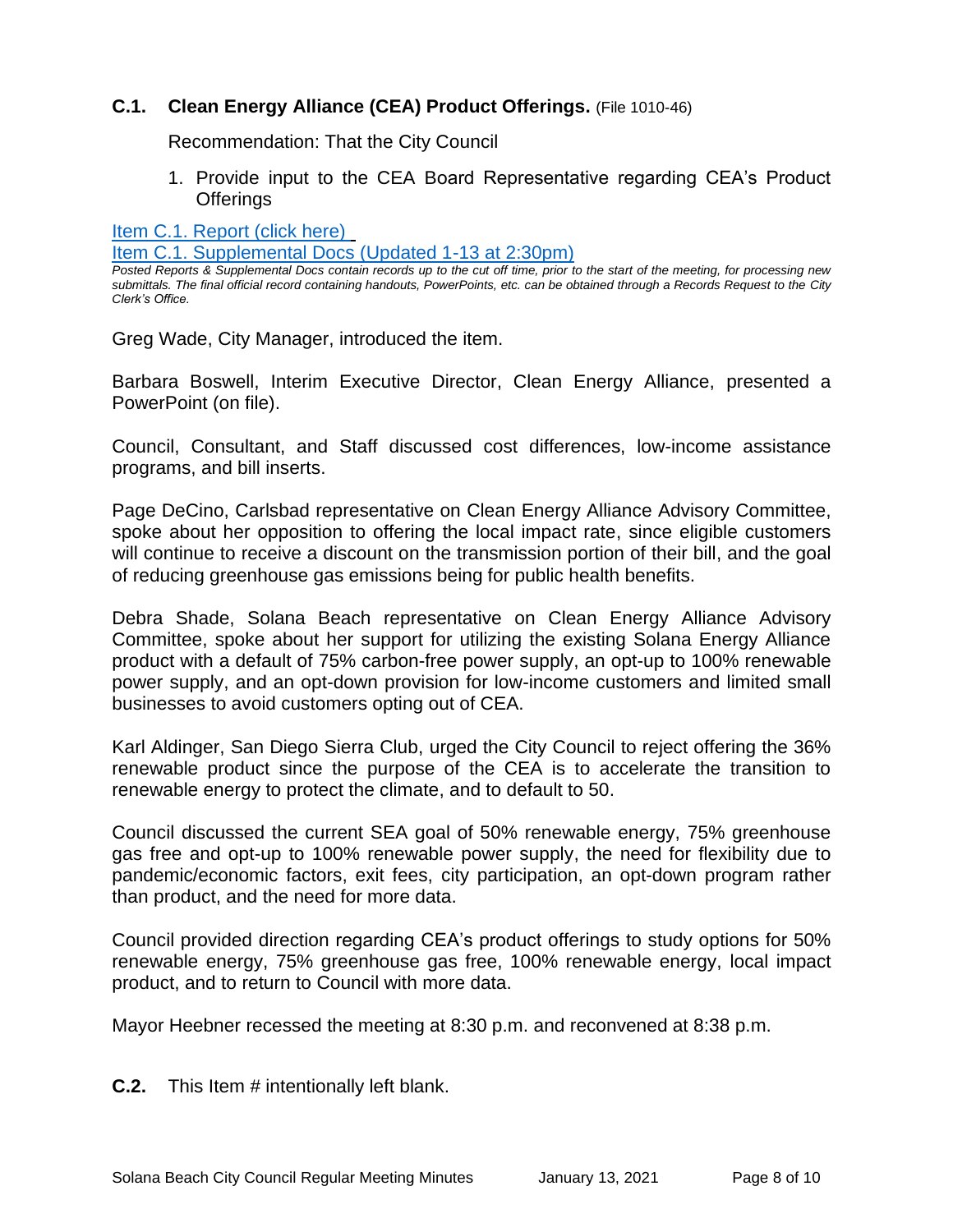### C.1. Clean Energy Alliance (CEA) Product Offerings. (File 1010-46)

Recommendation: That the City Council

1. Provide input to the CEA Board Representative regarding CEA's Product Offerings

[Item C.1. Report (click here)](#)
[Item C.1. Supplemental Docs (Updated 1-13 at 2:30pm)](#)

*Posted Reports & Supplemental Docs contain records up to the cut off time, prior to the start of the meeting, for processing new submittals. The final official record containing handouts, PowerPoints, etc. can be obtained through a Records Request to the City Clerk's Office.*

Greg Wade, City Manager, introduced the item.

Barbara Boswell, Interim Executive Director, Clean Energy Alliance, presented a PowerPoint (on file).

Council, Consultant, and Staff discussed cost differences, low-income assistance programs, and bill inserts.

Page DeCino, Carlsbad representative on Clean Energy Alliance Advisory Committee, spoke about her opposition to offering the local impact rate, since eligible customers will continue to receive a discount on the transmission portion of their bill, and the goal of reducing greenhouse gas emissions being for public health benefits.

Debra Shade, Solana Beach representative on Clean Energy Alliance Advisory Committee, spoke about her support for utilizing the existing Solana Energy Alliance product with a default of 75% carbon-free power supply, an opt-up to 100% renewable power supply, and an opt-down provision for low-income customers and limited small businesses to avoid customers opting out of CEA.

Karl Aldinger, San Diego Sierra Club, urged the City Council to reject offering the 36% renewable product since the purpose of the CEA is to accelerate the transition to renewable energy to protect the climate, and to default to 50.

Council discussed the current SEA goal of 50% renewable energy, 75% greenhouse gas free and opt-up to 100% renewable power supply, the need for flexibility due to pandemic/economic factors, exit fees, city participation, an opt-down program rather than product, and the need for more data.

Council provided direction regarding CEA's product offerings to study options for 50% renewable energy, 75% greenhouse gas free, 100% renewable energy, local impact product, and to return to Council with more data.

Mayor Heebner recessed the meeting at 8:30 p.m. and reconvened at 8:38 p.m.

### C.2. This Item # intentionally left blank.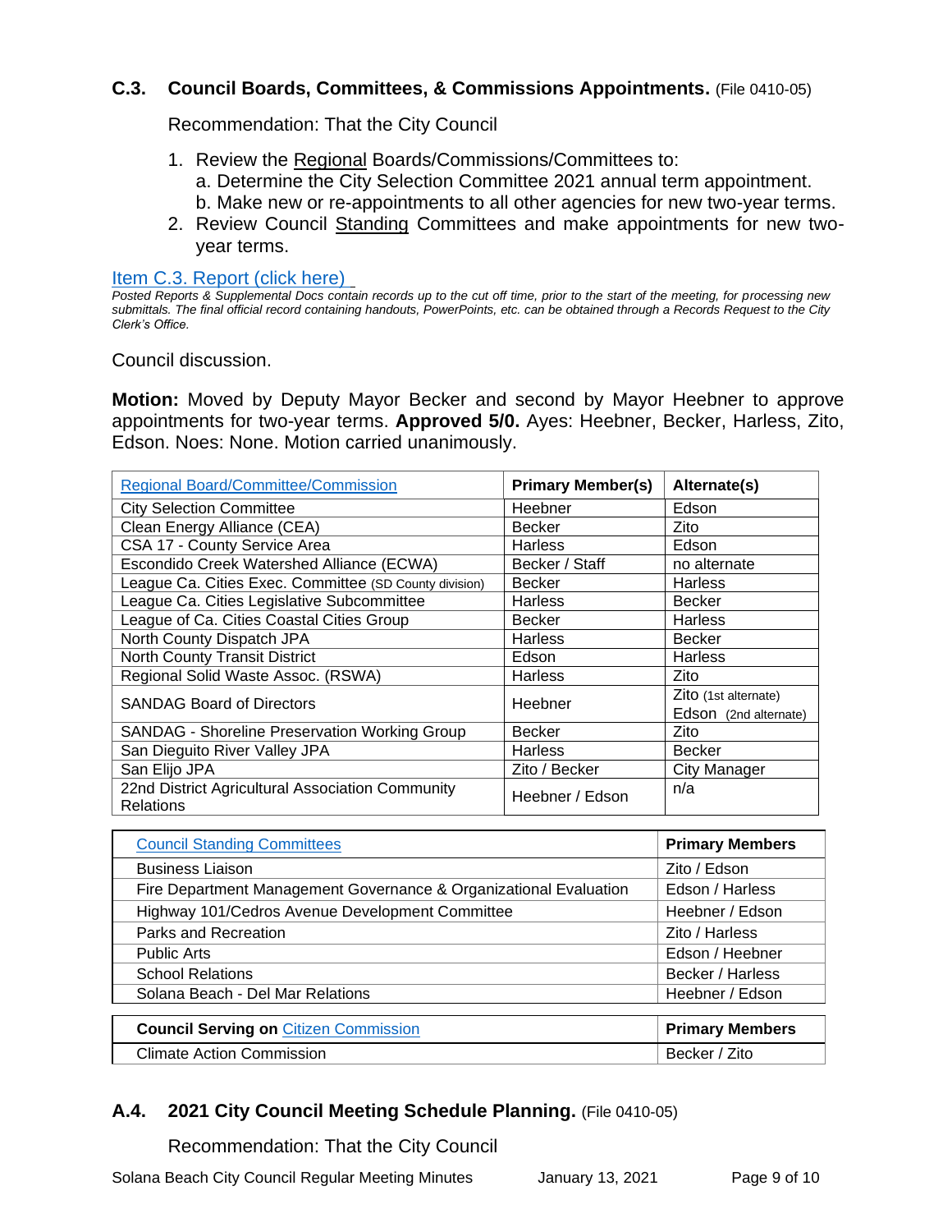### C.3. Council Boards, Committees, & Commissions Appointments. (File 0410-05)

Recommendation: That the City Council

1. Review the <u>Regional</u> Boards/Commissions/Committees to:
   a. Determine the City Selection Committee 2021 annual term appointment.
   b. Make new or re-appointments to all other agencies for new two-year terms.
2. Review Council <u>Standing</u> Committees and make appointments for new two-year terms.

Item C.3. Report (click here)

*Posted Reports & Supplemental Docs contain records up to the cut off time, prior to the start of the meeting, for processing new submittals. The final official record containing handouts, PowerPoints, etc. can be obtained through a Records Request to the City Clerk's Office.*

Council discussion.

**Motion:** Moved by Deputy Mayor Becker and second by Mayor Heebner to approve appointments for two-year terms. **Approved 5/0.** Ayes: Heebner, Becker, Harless, Zito, Edson. Noes: None. Motion carried unanimously.

| Regional Board/Committee/Commission | Primary Member(s) | Alternate(s) |
|---|---|---|
| City Selection Committee | Heebner | Edson |
| Clean Energy Alliance (CEA) | Becker | Zito |
| CSA 17 - County Service Area | Harless | Edson |
| Escondido Creek Watershed Alliance (ECWA) | Becker / Staff | no alternate |
| League Ca. Cities Exec. Committee (SD County division) | Becker | Harless |
| League Ca. Cities Legislative Subcommittee | Harless | Becker |
| League of Ca. Cities Coastal Cities Group | Becker | Harless |
| North County Dispatch JPA | Harless | Becker |
| North County Transit District | Edson | Harless |
| Regional Solid Waste Assoc. (RSWA) | Harless | Zito |
| SANDAG Board of Directors | Heebner | Zito (1st alternate) Edson (2nd alternate) |
| SANDAG - Shoreline Preservation Working Group | Becker | Zito |
| San Dieguito River Valley JPA | Harless | Becker |
| San Elijo JPA | Zito / Becker | City Manager |
| 22nd District Agricultural Association Community Relations | Heebner / Edson | n/a |

| Council Standing Committees | Primary Members |
|---|---|
| Business Liaison | Zito / Edson |
| Fire Department Management Governance & Organizational Evaluation | Edson / Harless |
| Highway 101/Cedros Avenue Development Committee | Heebner / Edson |
| Parks and Recreation | Zito / Harless |
| Public Arts | Edson / Heebner |
| School Relations | Becker / Harless |
| Solana Beach - Del Mar Relations | Heebner / Edson |

| Council Serving on Citizen Commission | Primary Members |
|---|---|
| Climate Action Commission | Becker / Zito |

### A.4. 2021 City Council Meeting Schedule Planning. (File 0410-05)

Recommendation: That the City Council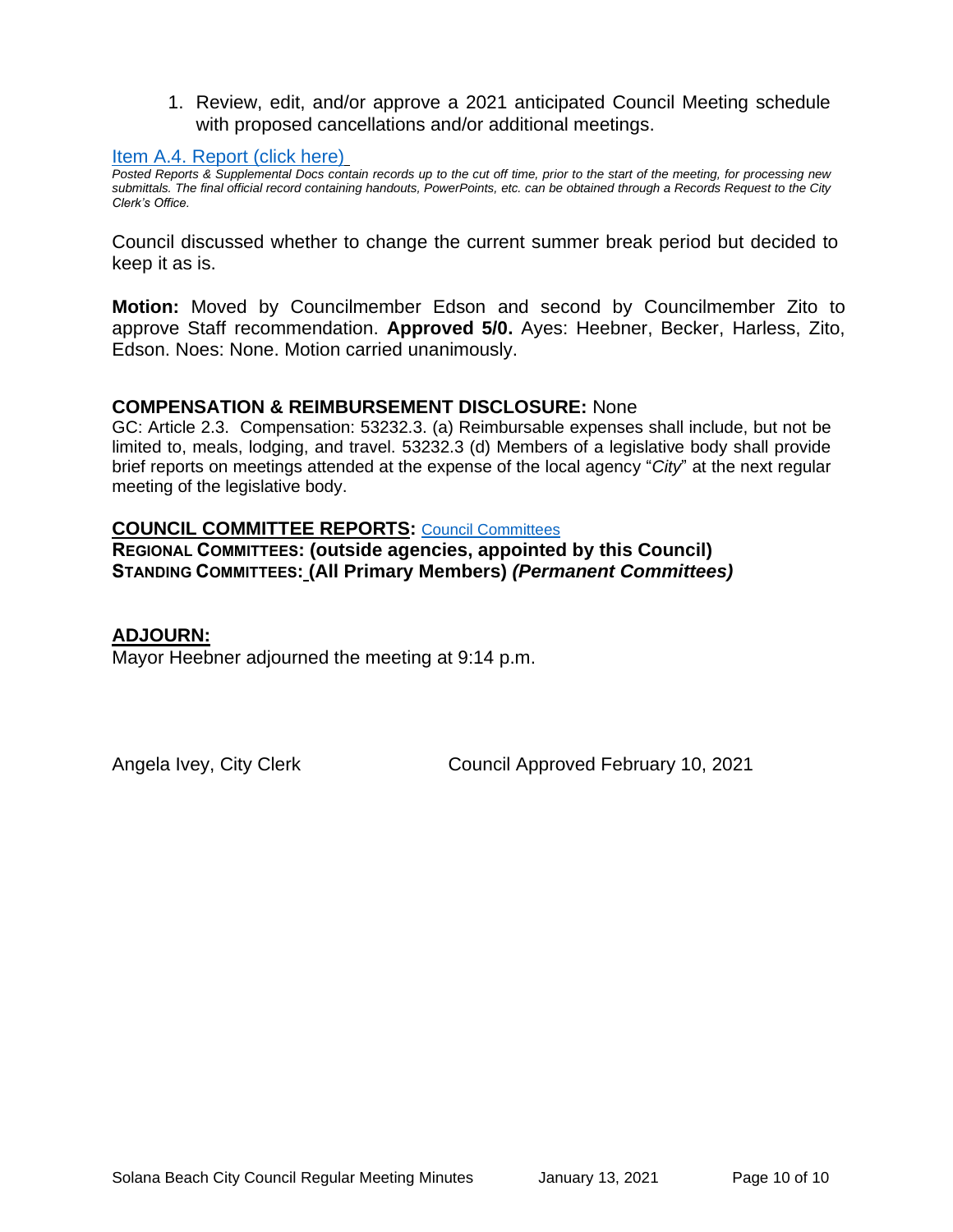1. Review, edit, and/or approve a 2021 anticipated Council Meeting schedule with proposed cancellations and/or additional meetings.

[Item A.4. Report (click here)](#)

*Posted Reports & Supplemental Docs contain records up to the cut off time, prior to the start of the meeting, for processing new submittals. The final official record containing handouts, PowerPoints, etc. can be obtained through a Records Request to the City Clerk's Office.*

Council discussed whether to change the current summer break period but decided to keep it as is.

**Motion:** Moved by Councilmember Edson and second by Councilmember Zito to approve Staff recommendation. **Approved 5/0.** Ayes: Heebner, Becker, Harless, Zito, Edson. Noes: None. Motion carried unanimously.

**COMPENSATION & REIMBURSEMENT DISCLOSURE:** None

GC: Article 2.3. Compensation: 53232.3. (a) Reimbursable expenses shall include, but not be limited to, meals, lodging, and travel. 53232.3 (d) Members of a legislative body shall provide brief reports on meetings attended at the expense of the local agency "*City*" at the next regular meeting of the legislative body.

**COUNCIL COMMITTEE REPORTS:** [Council Committees](#)

**REGIONAL COMMITTEES: (outside agencies, appointed by this Council)**

**STANDING COMMITTEES: (All Primary Members)** ***(Permanent Committees)***

**ADJOURN:**

Mayor Heebner adjourned the meeting at 9:14 p.m.

Angela Ivey, City Clerk

Council Approved February 10, 2021